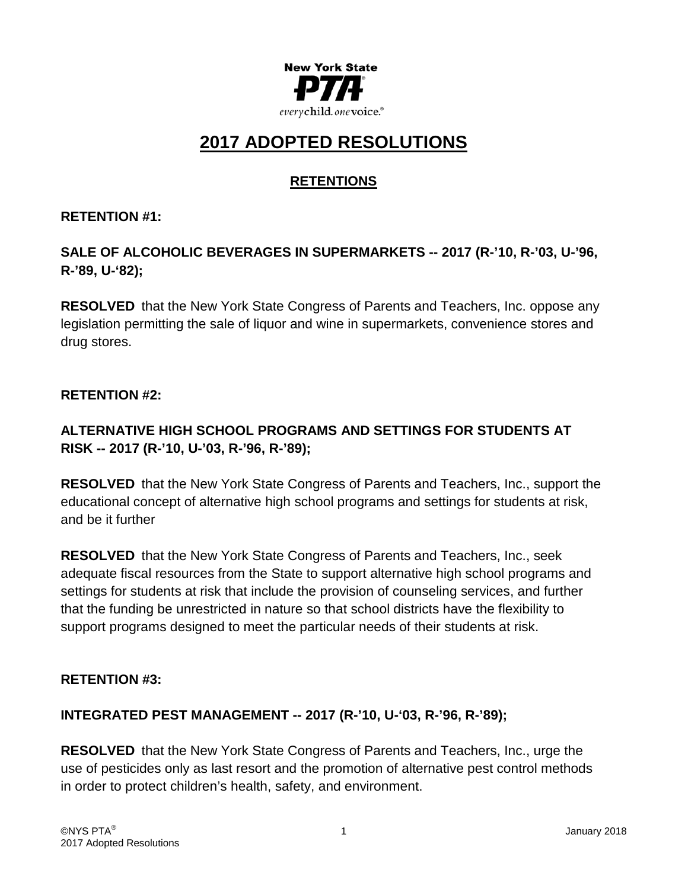New York State PTA

*every child. one voice.*

# 2017 ADOPTED RESOLUTIONS

## RETENTIONS

**RETENTION #1:**

**SALE OF ALCOHOLIC BEVERAGES IN SUPERMARKETS -- 2017 (R-'10, R-'03, U-'96, R-'89, U-'82);**

**RESOLVED** that the New York State Congress of Parents and Teachers, Inc. oppose any legislation permitting the sale of liquor and wine in supermarkets, convenience stores and drug stores.

**RETENTION #2:**

**ALTERNATIVE HIGH SCHOOL PROGRAMS AND SETTINGS FOR STUDENTS AT RISK -- 2017 (R-'10, U-'03, R-'96, R-'89);**

**RESOLVED** that the New York State Congress of Parents and Teachers, Inc., support the educational concept of alternative high school programs and settings for students at risk, and be it further

**RESOLVED** that the New York State Congress of Parents and Teachers, Inc., seek adequate fiscal resources from the State to support alternative high school programs and settings for students at risk that include the provision of counseling services, and further that the funding be unrestricted in nature so that school districts have the flexibility to support programs designed to meet the particular needs of their students at risk.

**RETENTION #3:**

**INTEGRATED PEST MANAGEMENT -- 2017 (R-'10, U-'03, R-'96, R-'89);**

**RESOLVED** that the New York State Congress of Parents and Teachers, Inc., urge the use of pesticides only as last resort and the promotion of alternative pest control methods in order to protect children's health, safety, and environment.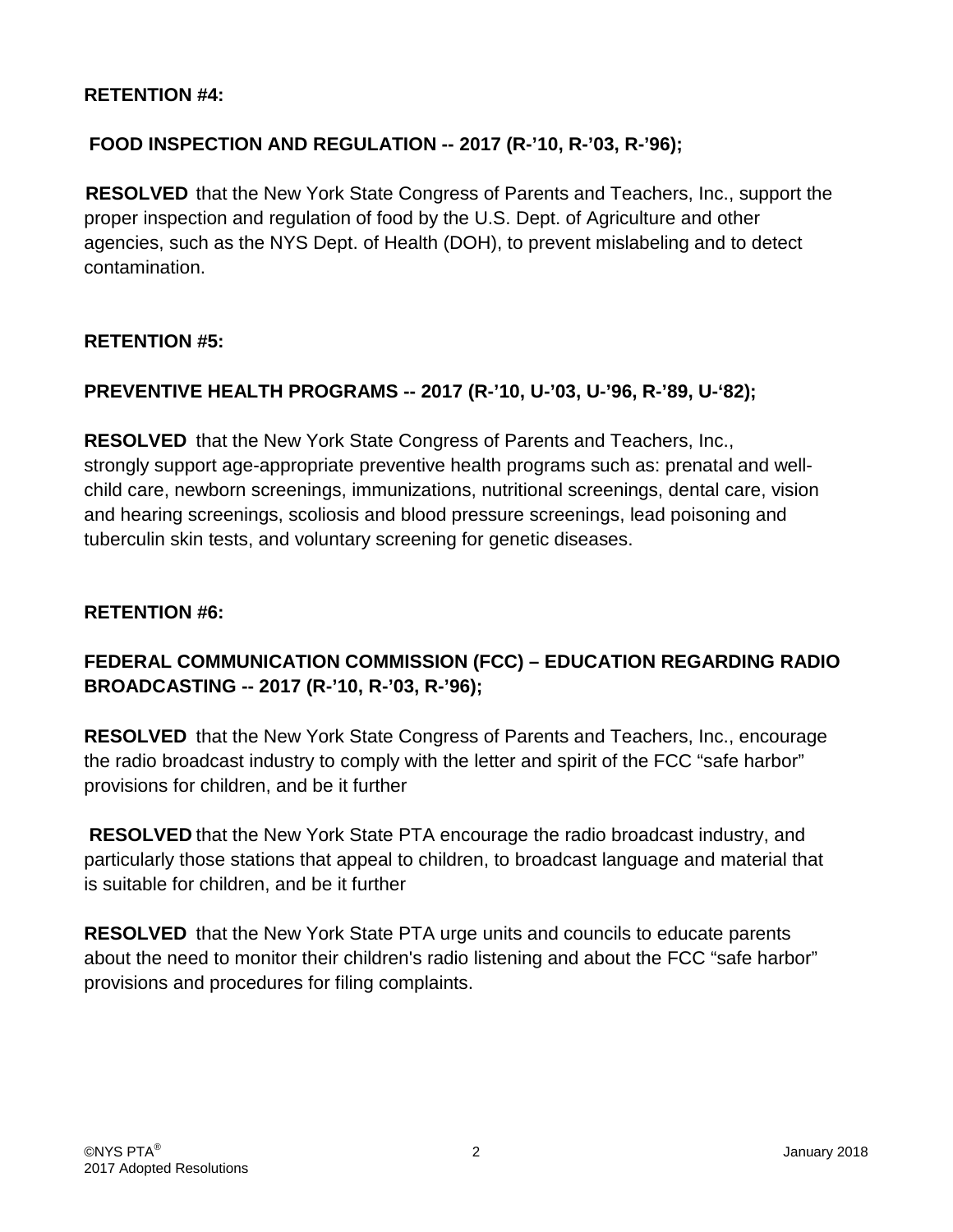**RETENTION #4:**

**FOOD INSPECTION AND REGULATION -- 2017 (R-'10, R-'03, R-'96);**

**RESOLVED** that the New York State Congress of Parents and Teachers, Inc., support the proper inspection and regulation of food by the U.S. Dept. of Agriculture and other agencies, such as the NYS Dept. of Health (DOH), to prevent mislabeling and to detect contamination.

**RETENTION #5:**

**PREVENTIVE HEALTH PROGRAMS -- 2017 (R-'10, U-'03, U-'96, R-'89, U-'82);**

**RESOLVED** that the New York State Congress of Parents and Teachers, Inc., strongly support age-appropriate preventive health programs such as: prenatal and well-child care, newborn screenings, immunizations, nutritional screenings, dental care, vision and hearing screenings, scoliosis and blood pressure screenings, lead poisoning and tuberculin skin tests, and voluntary screening for genetic diseases.

**RETENTION #6:**

**FEDERAL COMMUNICATION COMMISSION (FCC) – EDUCATION REGARDING RADIO BROADCASTING -- 2017 (R-'10, R-'03, R-'96);**

**RESOLVED** that the New York State Congress of Parents and Teachers, Inc., encourage the radio broadcast industry to comply with the letter and spirit of the FCC "safe harbor" provisions for children, and be it further

**RESOLVED** that the New York State PTA encourage the radio broadcast industry, and particularly those stations that appeal to children, to broadcast language and material that is suitable for children, and be it further

**RESOLVED** that the New York State PTA urge units and councils to educate parents about the need to monitor their children's radio listening and about the FCC "safe harbor" provisions and procedures for filing complaints.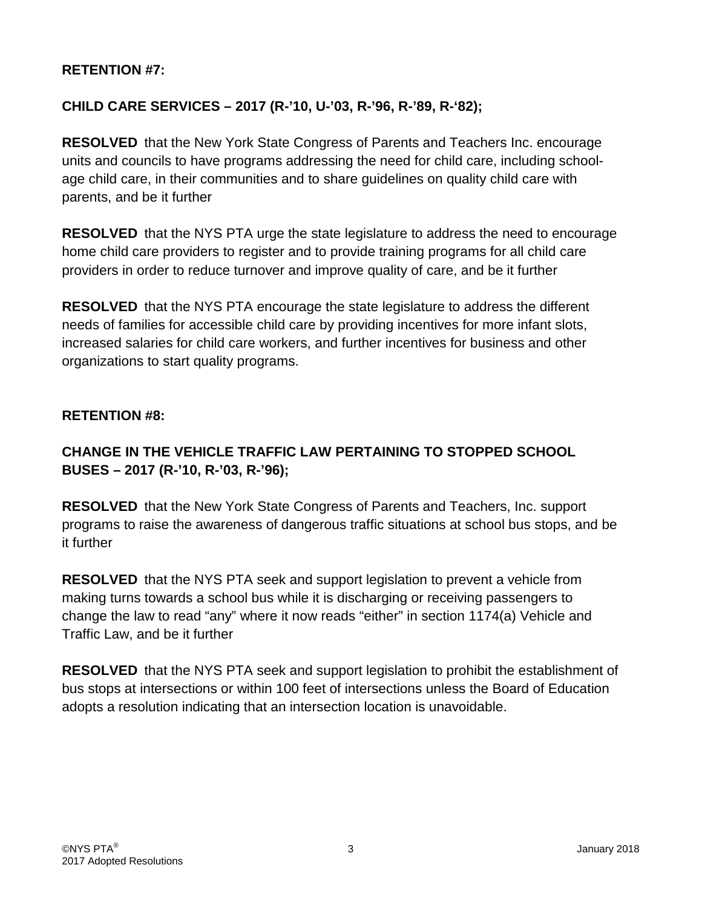**RETENTION #7:**

**CHILD CARE SERVICES – 2017 (R-’10, U-’03, R-’96, R-’89, R-‘82);**

**RESOLVED** that the New York State Congress of Parents and Teachers Inc. encourage units and councils to have programs addressing the need for child care, including school-age child care, in their communities and to share guidelines on quality child care with parents, and be it further

**RESOLVED** that the NYS PTA urge the state legislature to address the need to encourage home child care providers to register and to provide training programs for all child care providers in order to reduce turnover and improve quality of care, and be it further

**RESOLVED** that the NYS PTA encourage the state legislature to address the different needs of families for accessible child care by providing incentives for more infant slots, increased salaries for child care workers, and further incentives for business and other organizations to start quality programs.

**RETENTION #8:**

**CHANGE IN THE VEHICLE TRAFFIC LAW PERTAINING TO STOPPED SCHOOL BUSES – 2017 (R-’10, R-’03, R-’96);**

**RESOLVED** that the New York State Congress of Parents and Teachers, Inc. support programs to raise the awareness of dangerous traffic situations at school bus stops, and be it further

**RESOLVED** that the NYS PTA seek and support legislation to prevent a vehicle from making turns towards a school bus while it is discharging or receiving passengers to change the law to read “any” where it now reads “either” in section 1174(a) Vehicle and Traffic Law, and be it further

**RESOLVED** that the NYS PTA seek and support legislation to prohibit the establishment of bus stops at intersections or within 100 feet of intersections unless the Board of Education adopts a resolution indicating that an intersection location is unavoidable.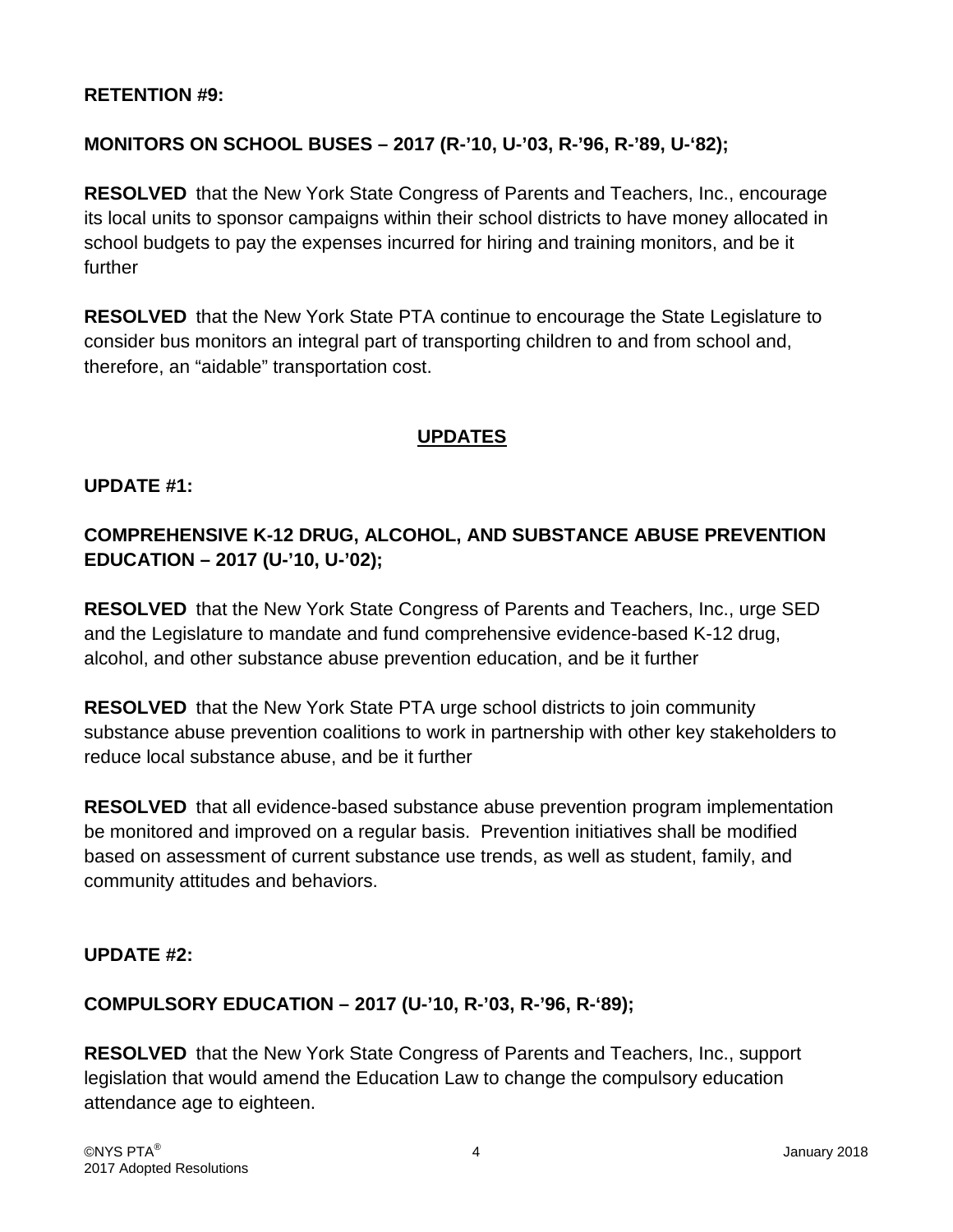**RETENTION #9:**

**MONITORS ON SCHOOL BUSES – 2017 (R-'10, U-'03, R-'96, R-'89, U-'82);**

**RESOLVED** that the New York State Congress of Parents and Teachers, Inc., encourage its local units to sponsor campaigns within their school districts to have money allocated in school budgets to pay the expenses incurred for hiring and training monitors, and be it further

**RESOLVED** that the New York State PTA continue to encourage the State Legislature to consider bus monitors an integral part of transporting children to and from school and, therefore, an "aidable" transportation cost.

## UPDATES

**UPDATE #1:**

**COMPREHENSIVE K-12 DRUG, ALCOHOL, AND SUBSTANCE ABUSE PREVENTION EDUCATION – 2017 (U-'10, U-'02);**

**RESOLVED** that the New York State Congress of Parents and Teachers, Inc., urge SED and the Legislature to mandate and fund comprehensive evidence-based K-12 drug, alcohol, and other substance abuse prevention education, and be it further

**RESOLVED** that the New York State PTA urge school districts to join community substance abuse prevention coalitions to work in partnership with other key stakeholders to reduce local substance abuse, and be it further

**RESOLVED** that all evidence-based substance abuse prevention program implementation be monitored and improved on a regular basis. Prevention initiatives shall be modified based on assessment of current substance use trends, as well as student, family, and community attitudes and behaviors.

**UPDATE #2:**

**COMPULSORY EDUCATION – 2017 (U-'10, R-'03, R-'96, R-'89);**

**RESOLVED** that the New York State Congress of Parents and Teachers, Inc., support legislation that would amend the Education Law to change the compulsory education attendance age to eighteen.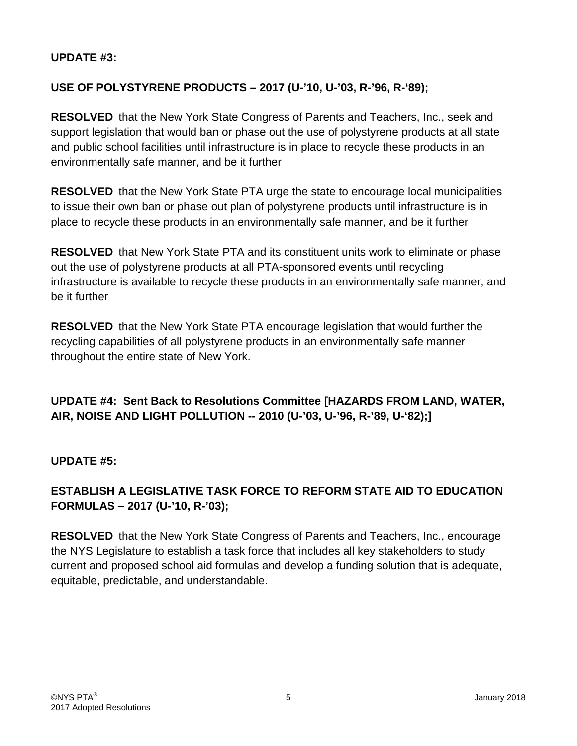**UPDATE #3:**

**USE OF POLYSTYRENE PRODUCTS – 2017 (U-'10, U-'03, R-'96, R-'89);**

**RESOLVED** that the New York State Congress of Parents and Teachers, Inc., seek and support legislation that would ban or phase out the use of polystyrene products at all state and public school facilities until infrastructure is in place to recycle these products in an environmentally safe manner, and be it further

**RESOLVED** that the New York State PTA urge the state to encourage local municipalities to issue their own ban or phase out plan of polystyrene products until infrastructure is in place to recycle these products in an environmentally safe manner, and be it further

**RESOLVED** that New York State PTA and its constituent units work to eliminate or phase out the use of polystyrene products at all PTA-sponsored events until recycling infrastructure is available to recycle these products in an environmentally safe manner, and be it further

**RESOLVED** that the New York State PTA encourage legislation that would further the recycling capabilities of all polystyrene products in an environmentally safe manner throughout the entire state of New York.

**UPDATE #4: Sent Back to Resolutions Committee [HAZARDS FROM LAND, WATER, AIR, NOISE AND LIGHT POLLUTION -- 2010 (U-'03, U-'96, R-'89, U-'82);]**

**UPDATE #5:**

**ESTABLISH A LEGISLATIVE TASK FORCE TO REFORM STATE AID TO EDUCATION FORMULAS – 2017 (U-'10, R-'03);**

**RESOLVED** that the New York State Congress of Parents and Teachers, Inc., encourage the NYS Legislature to establish a task force that includes all key stakeholders to study current and proposed school aid formulas and develop a funding solution that is adequate, equitable, predictable, and understandable.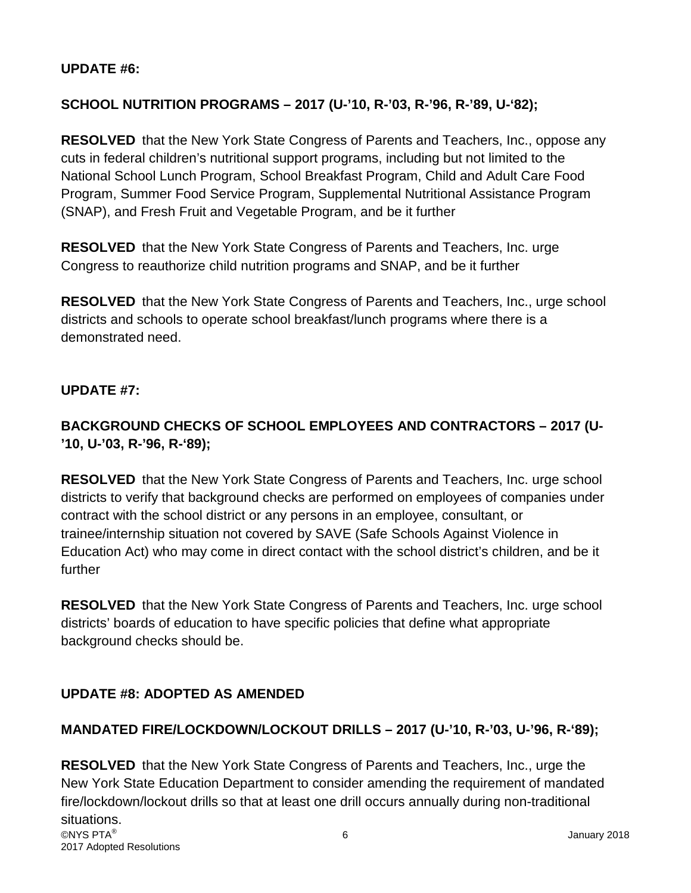**UPDATE #6:**

**SCHOOL NUTRITION PROGRAMS – 2017 (U-'10, R-'03, R-'96, R-'89, U-'82);**

**RESOLVED** that the New York State Congress of Parents and Teachers, Inc., oppose any cuts in federal children's nutritional support programs, including but not limited to the National School Lunch Program, School Breakfast Program, Child and Adult Care Food Program, Summer Food Service Program, Supplemental Nutritional Assistance Program (SNAP), and Fresh Fruit and Vegetable Program, and be it further

**RESOLVED** that the New York State Congress of Parents and Teachers, Inc. urge Congress to reauthorize child nutrition programs and SNAP, and be it further

**RESOLVED** that the New York State Congress of Parents and Teachers, Inc., urge school districts and schools to operate school breakfast/lunch programs where there is a demonstrated need.

**UPDATE #7:**

**BACKGROUND CHECKS OF SCHOOL EMPLOYEES AND CONTRACTORS – 2017 (U-'10, U-'03, R-'96, R-'89);**

**RESOLVED** that the New York State Congress of Parents and Teachers, Inc. urge school districts to verify that background checks are performed on employees of companies under contract with the school district or any persons in an employee, consultant, or trainee/internship situation not covered by SAVE (Safe Schools Against Violence in Education Act) who may come in direct contact with the school district's children, and be it further

**RESOLVED** that the New York State Congress of Parents and Teachers, Inc. urge school districts' boards of education to have specific policies that define what appropriate background checks should be.

**UPDATE #8: ADOPTED AS AMENDED**

**MANDATED FIRE/LOCKDOWN/LOCKOUT DRILLS – 2017 (U-'10, R-'03, U-'96, R-'89);**

**RESOLVED** that the New York State Congress of Parents and Teachers, Inc., urge the New York State Education Department to consider amending the requirement of mandated fire/lockdown/lockout drills so that at least one drill occurs annually during non-traditional situations.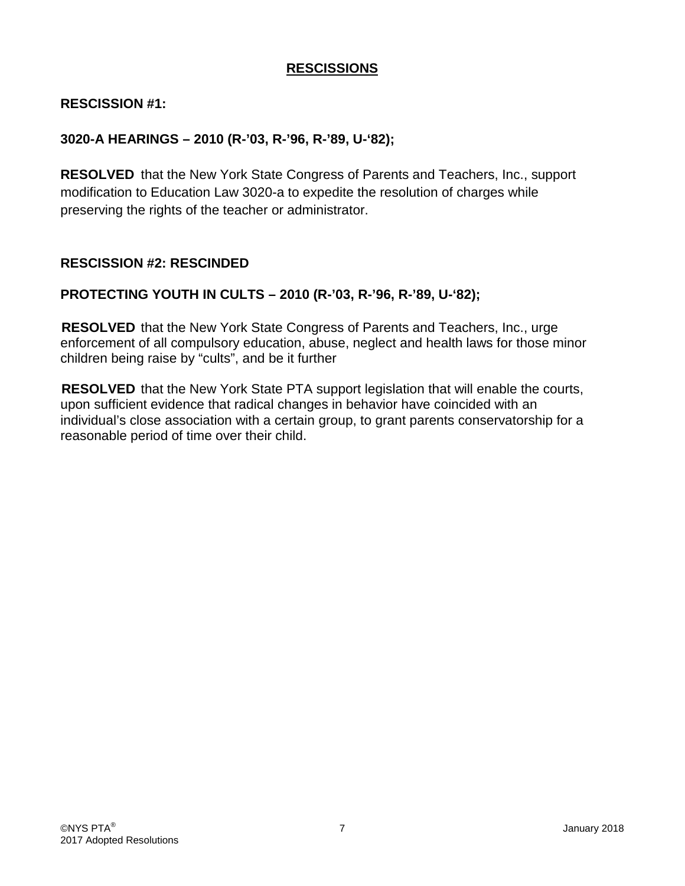## RESCISSIONS

**RESCISSION #1:**

**3020-A HEARINGS – 2010 (R-'03, R-'96, R-'89, U-'82);**

**RESOLVED** that the New York State Congress of Parents and Teachers, Inc., support modification to Education Law 3020-a to expedite the resolution of charges while preserving the rights of the teacher or administrator.

**RESCISSION #2: RESCINDED**

**PROTECTING YOUTH IN CULTS – 2010 (R-'03, R-'96, R-'89, U-'82);**

**RESOLVED** that the New York State Congress of Parents and Teachers, Inc., urge enforcement of all compulsory education, abuse, neglect and health laws for those minor children being raise by "cults", and be it further

**RESOLVED** that the New York State PTA support legislation that will enable the courts, upon sufficient evidence that radical changes in behavior have coincided with an individual's close association with a certain group, to grant parents conservatorship for a reasonable period of time over their child.